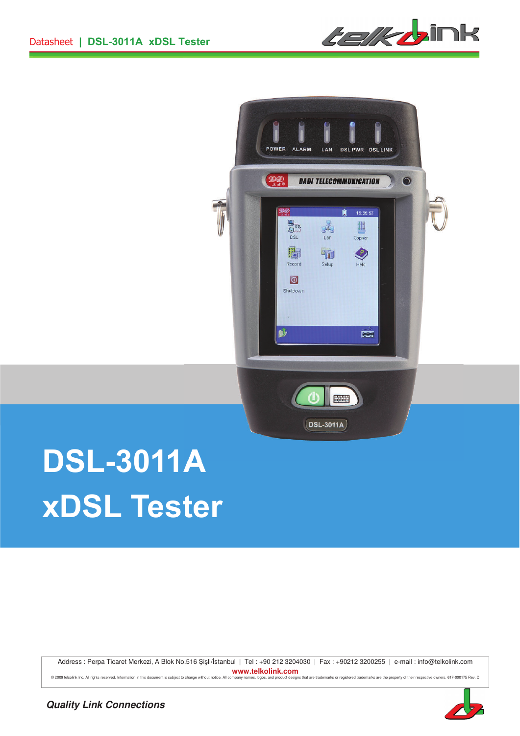Datasheet | **DSL-3011A xDSL Tester**

# DSL-3011A
# xDSL Tester

Address : Perpa Ticaret Merkezi, A Blok No.516 Şişli/İstanbul | Tel : +90 212 3204030 | Fax : +90212 3200255 | e-mail : info@telkolink.com

**www.telkolink.com**

© 2009 telcolink Inc. All rights reserved. Information in this document is subject to change without notice. All company names, logos, and product designs that are trademarks or registered trademarks are the property of their respective owners. 617-000175 Rev. C

***Quality Link Connections***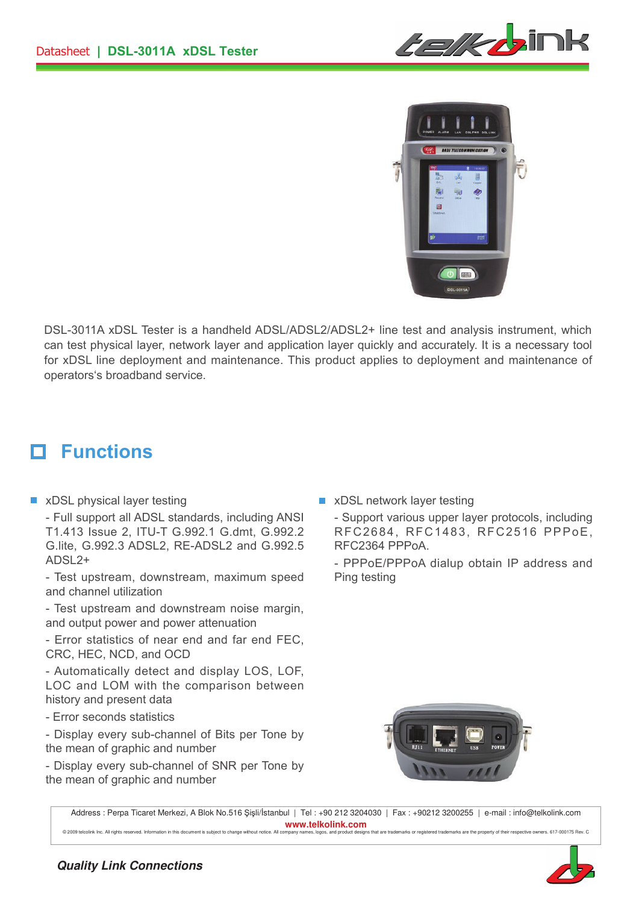DSL-3011A xDSL Tester is a handheld ADSL/ADSL2/ADSL2+ line test and analysis instrument, which can test physical layer, network layer and application layer quickly and accurately. It is a necessary tool for xDSL line deployment and maintenance. This product applies to deployment and maintenance of operators's broadband service.

# Functions

- xDSL physical layer testing

  - Full support all ADSL standards, including ANSI T1.413 Issue 2, ITU-T G.992.1 G.dmt, G.992.2 G.lite, G.992.3 ADSL2, RE-ADSL2 and G.992.5 ADSL2+

  - Test upstream, downstream, maximum speed and channel utilization

  - Test upstream and downstream noise margin, and output power and power attenuation

  - Error statistics of near end and far end FEC, CRC, HEC, NCD, and OCD

  - Automatically detect and display LOS, LOF, LOC and LOM with the comparison between history and present data

  - Error seconds statistics

  - Display every sub-channel of Bits per Tone by the mean of graphic and number

  - Display every sub-channel of SNR per Tone by the mean of graphic and number

- xDSL network layer testing

  - Support various upper layer protocols, including RFC2684, RFC1483, RFC2516 PPPoE, RFC2364 PPPoA.

  - PPPoE/PPPoA dialup obtain IP address and Ping testing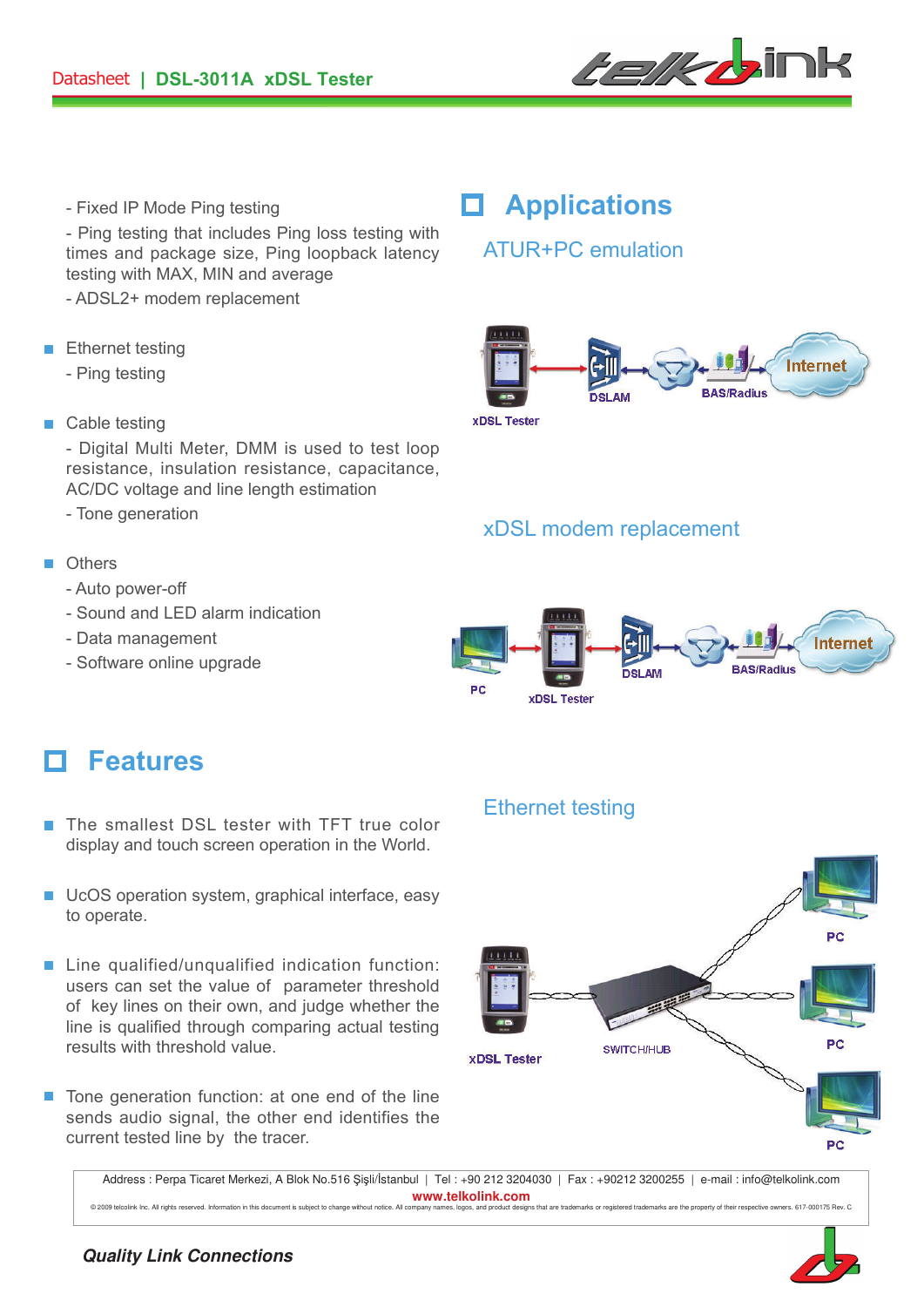- Fixed IP Mode Ping testing
- Ping testing that includes Ping loss testing with times and package size, Ping loopback latency testing with MAX, MIN and average
- ADSL2+ modem replacement

- Ethernet testing
  - Ping testing

- Cable testing
  - Digital Multi Meter, DMM is used to test loop resistance, insulation resistance, capacitance, AC/DC voltage and line length estimation
  - Tone generation

- Others
  - Auto power-off
  - Sound and LED alarm indication
  - Data management
  - Software online upgrade

# Features

- The smallest DSL tester with TFT true color display and touch screen operation in the World.

- UcOS operation system, graphical interface, easy to operate.

- Line qualified/unqualified indication function: users can set the value of parameter threshold of key lines on their own, and judge whether the line is qualified through comparing actual testing results with threshold value.

- Tone generation function: at one end of the line sends audio signal, the other end identifies the current tested line by the tracer.

# Applications

## ATUR+PC emulation

xDSL Tester — DSLAM — BAS/Radius — Internet

## xDSL modem replacement

PC — xDSL Tester — DSLAM — BAS/Radius — Internet

## Ethernet testing

xDSL Tester — SWITCH/HUB — PC, PC, PC

Address : Perpa Ticaret Merkezi, A Blok No.516 Şişli/İstanbul | Tel : +90 212 3204030 | Fax : +90212 3200255 | e-mail : info@telkolink.com
www.telkolink.com
© 2009 telcolink Inc. All rights reserved. Information in this document is subject to change without notice. All company names, logos, and product designs that are trademarks or registered trademarks are the property of their respective owners. 617-000175 Rev. C

*Quality Link Connections*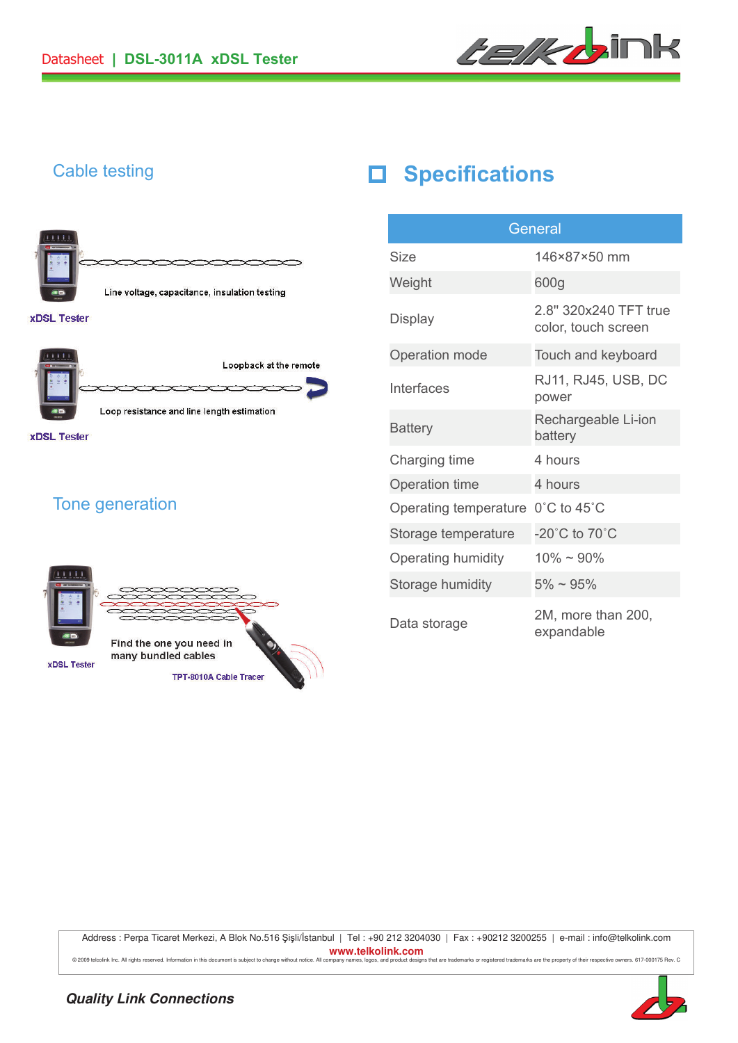## Cable testing

Line voltage, capacitance, insulation testing

xDSL Tester

Loopback at the remote

Loop resistance and line length estimation

xDSL Tester

## Tone generation

Find the one you need in many bundled cables

xDSL Tester

TPT-8010A Cable Tracer

## Specifications

| General | |
|---|---|
| Size | 146×87×50 mm |
| Weight | 600g |
| Display | 2.8" 320x240 TFT true color, touch screen |
| Operation mode | Touch and keyboard |
| Interfaces | RJ11, RJ45, USB, DC power |
| Battery | Rechargeable Li-ion battery |
| Charging time | 4 hours |
| Operation time | 4 hours |
| Operating temperature | 0˚C to 45˚C |
| Storage temperature | -20˚C to 70˚C |
| Operating humidity | 10% ~ 90% |
| Storage humidity | 5% ~ 95% |
| Data storage | 2M, more than 200, expandable |

Address : Perpa Ticaret Merkezi, A Blok No.516 Şişli/İstanbul | Tel : +90 212 3204030 | Fax : +90212 3200255 | e-mail : info@telkolink.com

www.telkolink.com

© 2009 telcolink Inc. All rights reserved. Information in this document is subject to change without notice. All company names, logos, and product designs that are trademarks or registered trademarks are the property of their respective owners. 617-000175 Rev. C

*Quality Link Connections*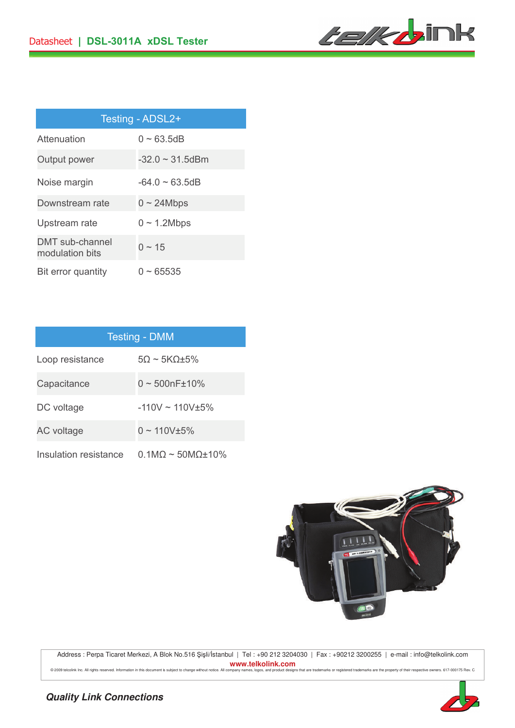| Testing - ADSL2+ | |
|---|---|
| Attenuation | 0 ~ 63.5dB |
| Output power | -32.0 ~ 31.5dBm |
| Noise margin | -64.0 ~ 63.5dB |
| Downstream rate | 0 ~ 24Mbps |
| Upstream rate | 0 ~ 1.2Mbps |
| DMT sub-channel modulation bits | 0 ~ 15 |
| Bit error quantity | 0 ~ 65535 |

| Testing - DMM | |
|---|---|
| Loop resistance | 5Ω ~ 5KΩ±5% |
| Capacitance | 0 ~ 500nF±10% |
| DC voltage | -110V ~ 110V±5% |
| AC voltage | 0 ~ 110V±5% |
| Insulation resistance | 0.1MΩ ~ 50MΩ±10% |

Address : Perpa Ticaret Merkezi, A Blok No.516 Şişli/İstanbul | Tel : +90 212 3204030 | Fax : +90212 3200255 | e-mail : info@telkolink.com

**www.telkolink.com**

© 2009 telcolink Inc. All rights reserved. Information in this document is subject to change without notice. All company names, logos, and product designs that are trademarks or registered trademarks are the property of their respective owners. 617-000175 Rev. C

***Quality Link Connections***